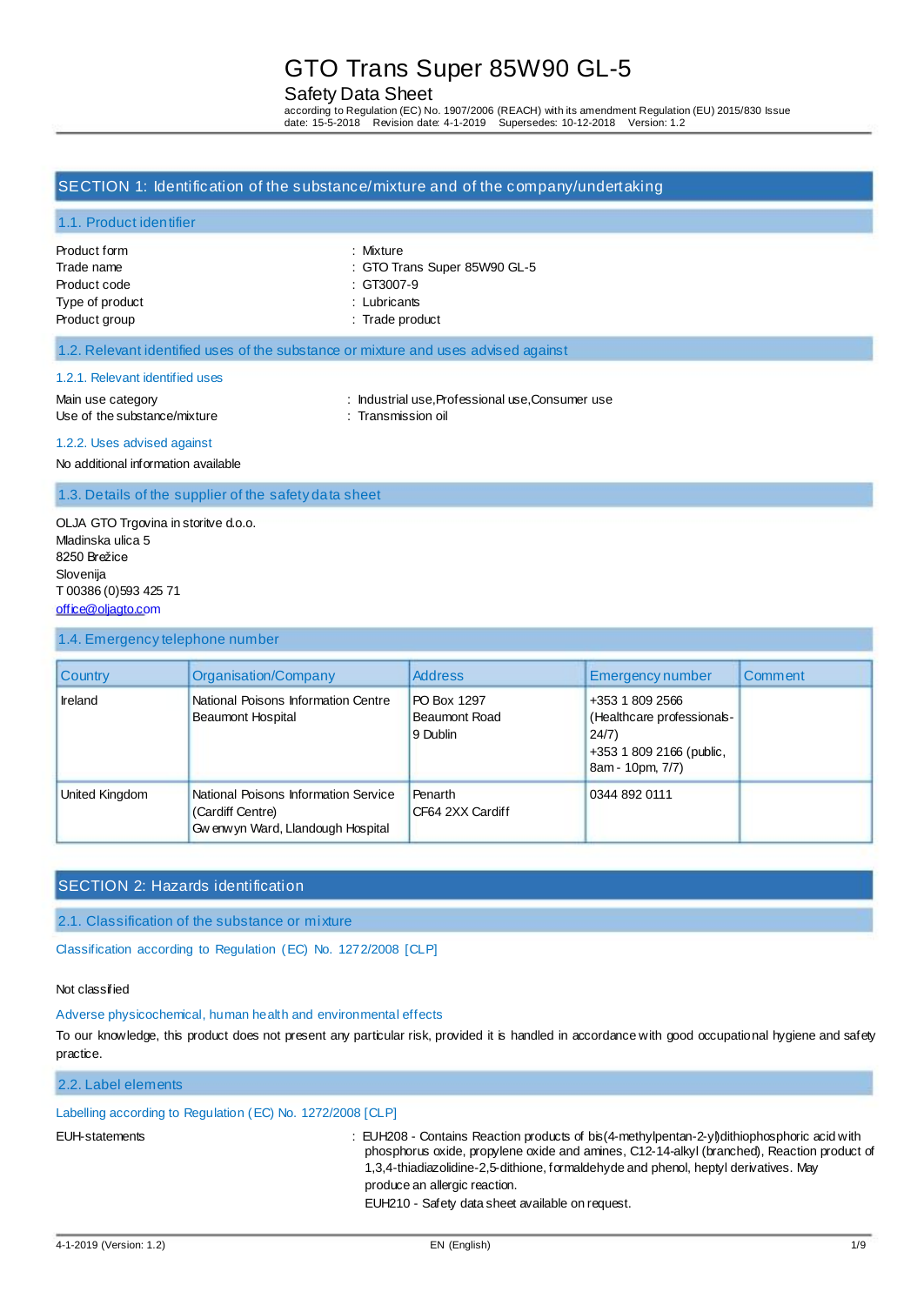# GTO Trans Super 85W90 GL-5

## Safety Data Sheet

according to Regulation (EC) No. 1907/2006 (REACH) with its amendment Regulation (EU) 2015/830 Issue date: 15-5-2018 Revision date: 4-1-2019 Supersedes: 10-12-2018 Version: 1.2

## SECTION 1: Identification of the substance/mixture and of the company/undertaking

### 1.1. Product identifier

Product form : Mixture
Trade name : GTO Trans Super 85W90 GL-5
Product code : GT3007-9
Type of product : Lubricants
Product group : Trade product

### 1.2. Relevant identified uses of the substance or mixture and uses advised against

#### 1.2.1. Relevant identified uses

Main use category : Industrial use,Professional use,Consumer use
Use of the substance/mixture : Transmission oil

#### 1.2.2. Uses advised against

No additional information available

### 1.3. Details of the supplier of the safety data sheet

OLJA GTO Trgovina in storitve d.o.o.
Mladinska ulica 5
8250 Brežice
Slovenija
T 00386 (0)593 425 71
office@oljagto.com

### 1.4. Emergency telephone number

| Country | Organisation/Company | Address | Emergency number | Comment |
|---|---|---|---|---|
| Ireland | National Poisons Information Centre Beaumont Hospital | PO Box 1297 Beaumont Road 9 Dublin | +353 1 809 2566 (Healthcare professionals- 24/7) +353 1 809 2166 (public, 8am - 10pm, 7/7) | |
| United Kingdom | National Poisons Information Service (Cardiff Centre) Gwenwyn Ward, Llandough Hospital | Penarth CF64 2XX Cardiff | 0344 892 0111 | |

## SECTION 2: Hazards identification

### 2.1. Classification of the substance or mixture

Classification according to Regulation (EC) No. 1272/2008 [CLP]

Not classified

Adverse physicochemical, human health and environmental effects

To our knowledge, this product does not present any particular risk, provided it is handled in accordance with good occupational hygiene and safety practice.

### 2.2. Label elements

Labelling according to Regulation (EC) No. 1272/2008 [CLP]

EUH-statements : EUH208 - Contains Reaction products of bis(4-methylpentan-2-yl)dithiophosphoric acid with phosphorus oxide, propylene oxide and amines, C12-14-alkyl (branched), Reaction product of 1,3,4-thiadiazolidine-2,5-dithione, formaldehyde and phenol, heptyl derivatives. May produce an allergic reaction.
EUH210 - Safety data sheet available on request.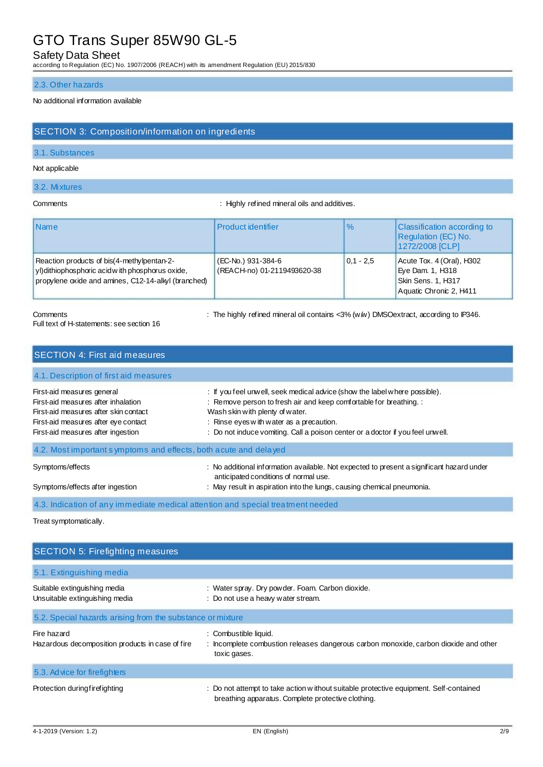### 2.3. Other hazards

No additional information available

## SECTION 3: Composition/information on ingredients

### 3.1. Substances

Not applicable

### 3.2. Mixtures

Comments : Highly refined mineral oils and additives.

| Name | Product identifier | % | Classification according to Regulation (EC) No. 1272/2008 [CLP] |
|---|---|---|---|
| Reaction products of bis(4-methylpentan-2-yl)dithiophosphoric acid with phosphorus oxide, propylene oxide and amines, C12-14-alkyl (branched) | (EC-No.) 931-384-6<br>(REACH-no) 01-2119493620-38 | 0,1 - 2,5 | Acute Tox. 4 (Oral), H302<br>Eye Dam. 1, H318<br>Skin Sens. 1, H317<br>Aquatic Chronic 2, H411 |

Comments : The highly refined mineral oil contains <3% (w/w) DMSOextract, according to IP346.

Full text of H-statements: see section 16

## SECTION 4: First aid measures

### 4.1. Description of first aid measures

First-aid measures general : If you feel unwell, seek medical advice (show the label where possible).

First-aid measures after inhalation : Remove person to fresh air and keep comfortable for breathing. :

First-aid measures after skin contact : Wash skin with plenty of water.

First-aid measures after eye contact : Rinse eyes with water as a precaution.

First-aid measures after ingestion : Do not induce vomiting. Call a poison center or a doctor if you feel unwell.

### 4.2. Most important symptoms and effects, both acute and delayed

Symptoms/effects : No additional information available. Not expected to present a significant hazard under anticipated conditions of normal use.

Symptoms/effects after ingestion : May result in aspiration into the lungs, causing chemical pneumonia.

### 4.3. Indication of any immediate medical attention and special treatment needed

Treat symptomatically.

## SECTION 5: Firefighting measures

### 5.1. Extinguishing media

Suitable extinguishing media : Water spray. Dry powder. Foam. Carbon dioxide.

Unsuitable extinguishing media : Do not use a heavy water stream.

### 5.2. Special hazards arising from the substance or mixture

Fire hazard : Combustible liquid.

Hazardous decomposition products in case of fire : Incomplete combustion releases dangerous carbon monoxide, carbon dioxide and other toxic gases.

### 5.3. Advice for firefighters

Protection during firefighting : Do not attempt to take action without suitable protective equipment. Self-contained breathing apparatus. Complete protective clothing.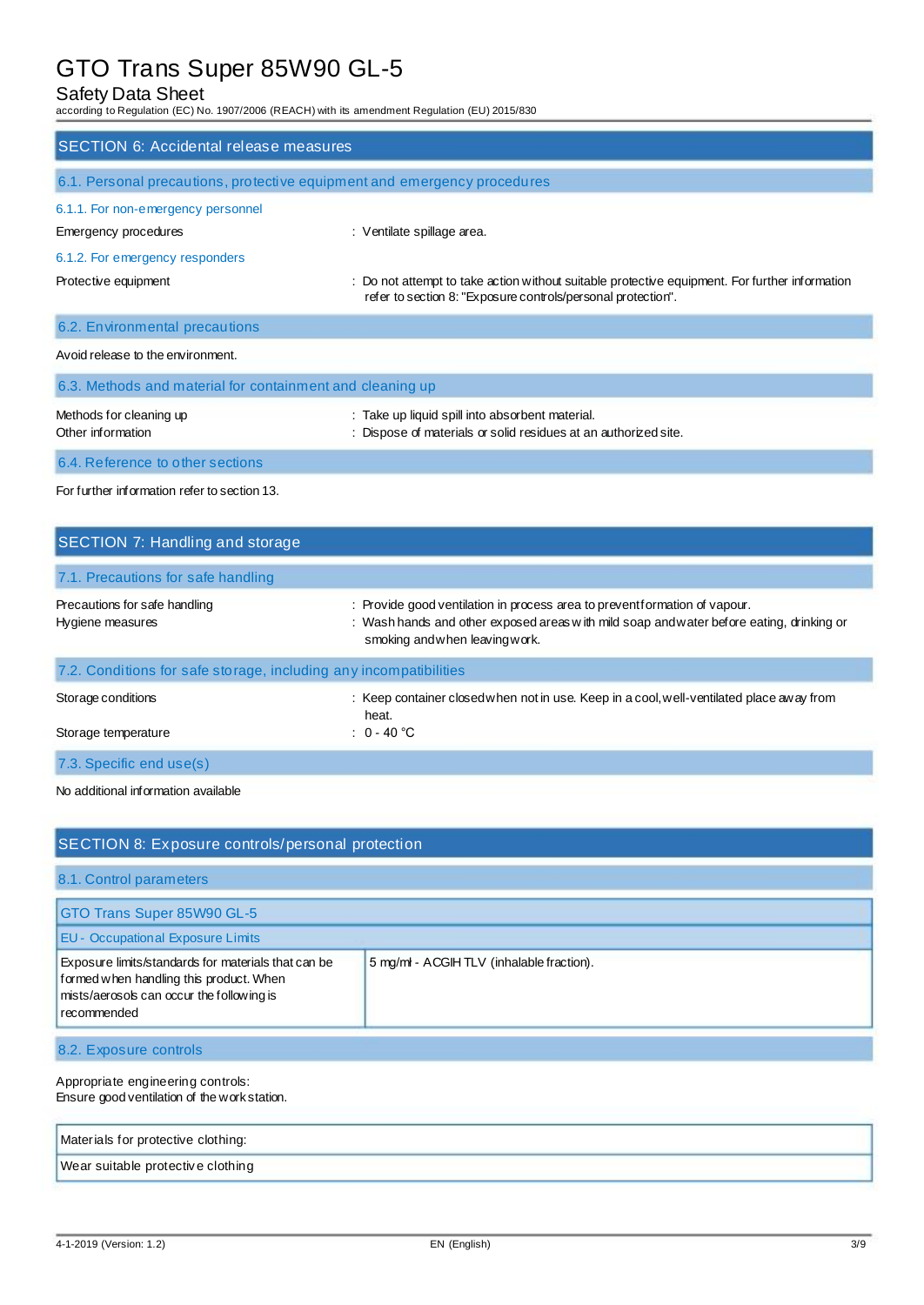## SECTION 6: Accidental release measures

### 6.1. Personal precautions, protective equipment and emergency procedures

#### 6.1.1. For non-emergency personnel

Emergency procedures : Ventilate spillage area.

#### 6.1.2. For emergency responders

Protective equipment : Do not attempt to take action without suitable protective equipment. For further information refer to section 8: "Exposure controls/personal protection".

### 6.2. Environmental precautions

Avoid release to the environment.

### 6.3. Methods and material for containment and cleaning up

Methods for cleaning up : Take up liquid spill into absorbent material.

Other information : Dispose of materials or solid residues at an authorized site.

### 6.4. Reference to other sections

For further information refer to section 13.

## SECTION 7: Handling and storage

### 7.1. Precautions for safe handling

Precautions for safe handling : Provide good ventilation in process area to prevent formation of vapour.

Hygiene measures : Wash hands and other exposed areas with mild soap and water before eating, drinking or smoking and when leaving work.

### 7.2. Conditions for safe storage, including any incompatibilities

Storage conditions : Keep container closed when not in use. Keep in a cool, well-ventilated place away from heat.

Storage temperature : 0 - 40 °C

### 7.3. Specific end use(s)

No additional information available

## SECTION 8: Exposure controls/personal protection

### 8.1. Control parameters

| GTO Trans Super 85W90 GL-5 | |
|---|---|
| EU - Occupational Exposure Limits | |
| Exposure limits/standards for materials that can be formed when handling this product. When mists/aerosols can occur the following is recommended | 5 mg/ml - ACGIH TLV (inhalable fraction). |

### 8.2. Exposure controls

Appropriate engineering controls:
Ensure good ventilation of the work station.

| Materials for protective clothing: |
|---|
| Wear suitable protective clothing |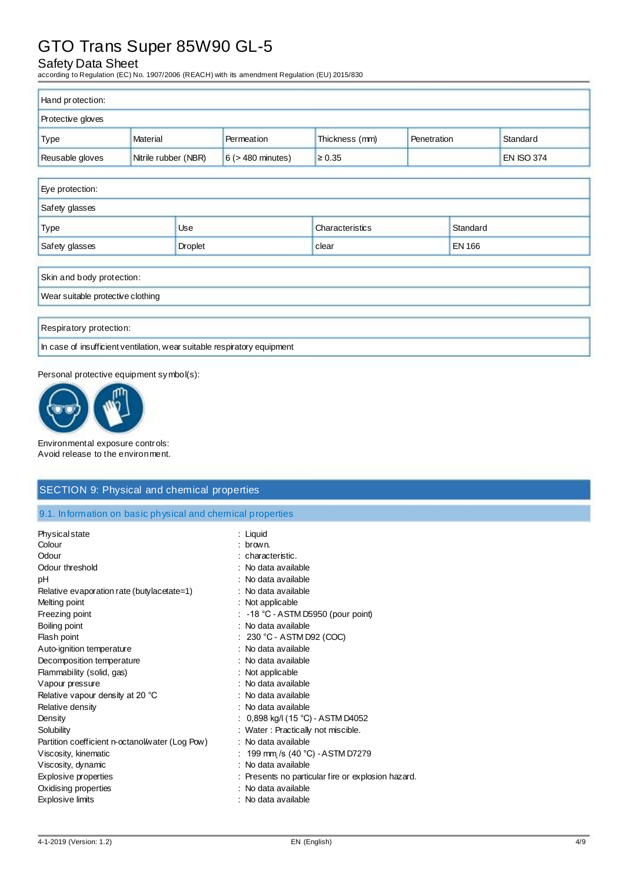| Hand protection: | | | | | |
|---|---|---|---|---|---|
| Protective gloves | | | | | |
| Type | Material | Permeation | Thickness (mm) | Penetration | Standard |
| Reusable gloves | Nitrile rubber (NBR) | 6 (> 480 minutes) | ≥ 0.35 | | EN ISO 374 |

| Eye protection: | | | |
|---|---|---|---|
| Safety glasses | | | |
| Type | Use | Characteristics | Standard |
| Safety glasses | Droplet | clear | EN 166 |

| Skin and body protection: |
|---|
| Wear suitable protective clothing |

| Respiratory protection: |
|---|
| In case of insufficient ventilation, wear suitable respiratory equipment |

Personal protective equipment symbol(s):

Environmental exposure controls:
Avoid release to the environment.

## SECTION 9: Physical and chemical properties

### 9.1. Information on basic physical and chemical properties

| | |
|---|---|
| Physical state | : Liquid |
| Colour | : brown. |
| Odour | : characteristic. |
| Odour threshold | : No data available |
| pH | : No data available |
| Relative evaporation rate (butylacetate=1) | : No data available |
| Melting point | : Not applicable |
| Freezing point | : -18 °C - ASTM D5950 (pour point) |
| Boiling point | : No data available |
| Flash point | : 230 °C - ASTM D92 (COC) |
| Auto-ignition temperature | : No data available |
| Decomposition temperature | : No data available |
| Flammability (solid, gas) | : Not applicable |
| Vapour pressure | : No data available |
| Relative vapour density at 20 °C | : No data available |
| Relative density | : No data available |
| Density | : 0,898 kg/l (15 °C) - ASTM D4052 |
| Solubility | : Water : Practically not miscible. |
| Partition coefficient n-octanol/water (Log Pow) | : No data available |
| Viscosity, kinematic | : 199 $mm^2$/s (40 °C) - ASTM D7279 |
| Viscosity, dynamic | : No data available |
| Explosive properties | : Presents no particular fire or explosion hazard. |
| Oxidising properties | : No data available |
| Explosive limits | : No data available |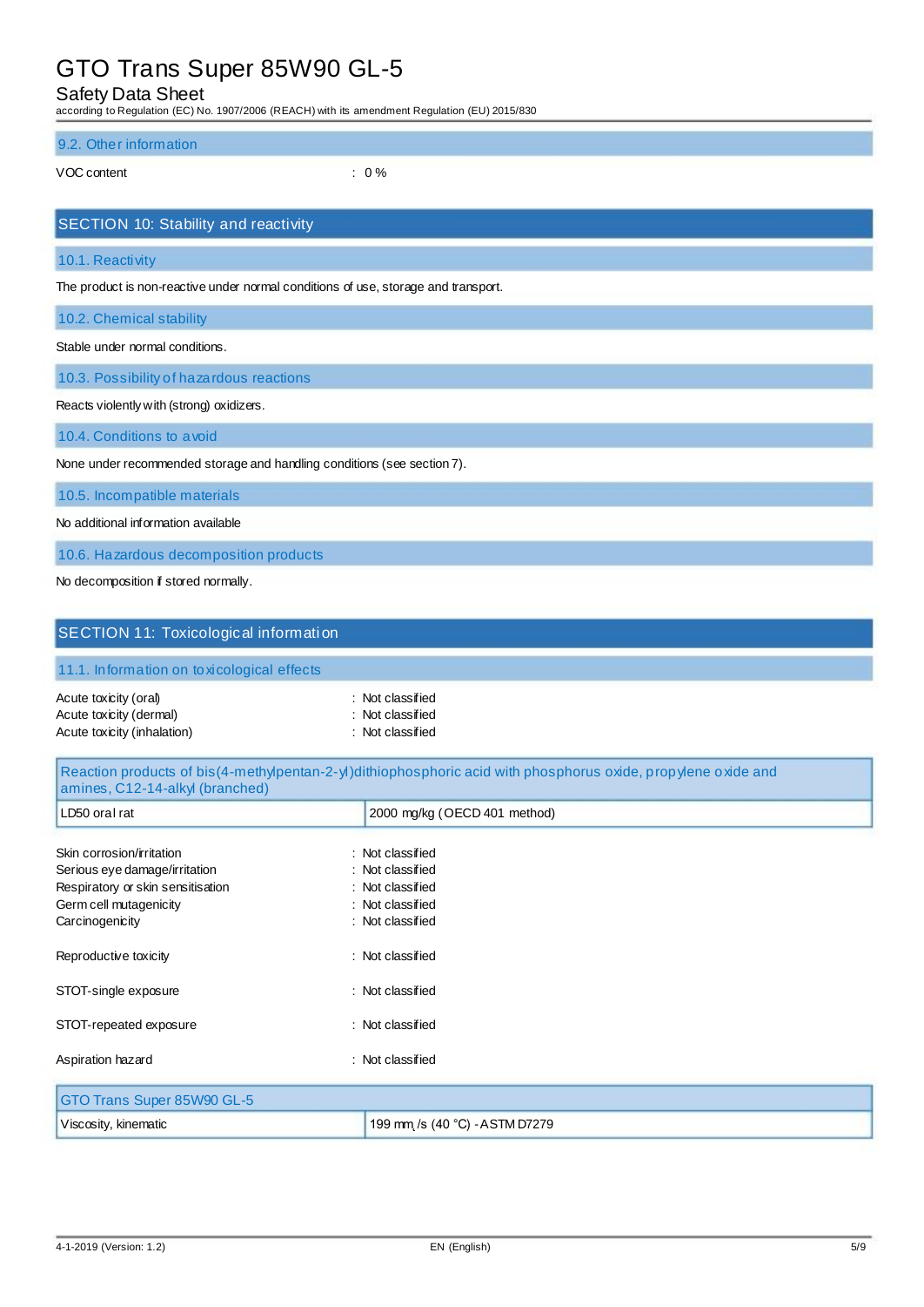### 9.2. Other information

VOC content : 0 %

## SECTION 10: Stability and reactivity

### 10.1. Reactivity

The product is non-reactive under normal conditions of use, storage and transport.

### 10.2. Chemical stability

Stable under normal conditions.

### 10.3. Possibility of hazardous reactions

Reacts violently with (strong) oxidizers.

### 10.4. Conditions to avoid

None under recommended storage and handling conditions (see section 7).

### 10.5. Incompatible materials

No additional information available

### 10.6. Hazardous decomposition products

No decomposition if stored normally.

## SECTION 11: Toxicological information

### 11.1. Information on toxicological effects

Acute toxicity (oral) : Not classified
Acute toxicity (dermal) : Not classified
Acute toxicity (inhalation) : Not classified

| Reaction products of bis(4-methylpentan-2-yl)dithiophosphoric acid with phosphorus oxide, propylene oxide and amines, C12-14-alkyl (branched) | |
|---|---|
| LD50 oral rat | 2000 mg/kg (OECD 401 method) |

Skin corrosion/irritation : Not classified
Serious eye damage/irritation : Not classified
Respiratory or skin sensitisation : Not classified
Germ cell mutagenicity : Not classified
Carcinogenicity : Not classified

Reproductive toxicity : Not classified

STOT-single exposure : Not classified

STOT-repeated exposure : Not classified

Aspiration hazard : Not classified

| GTO Trans Super 85W90 GL-5 | |
|---|---|
| Viscosity, kinematic | 199 mm²/s (40 °C) - ASTM D7279 |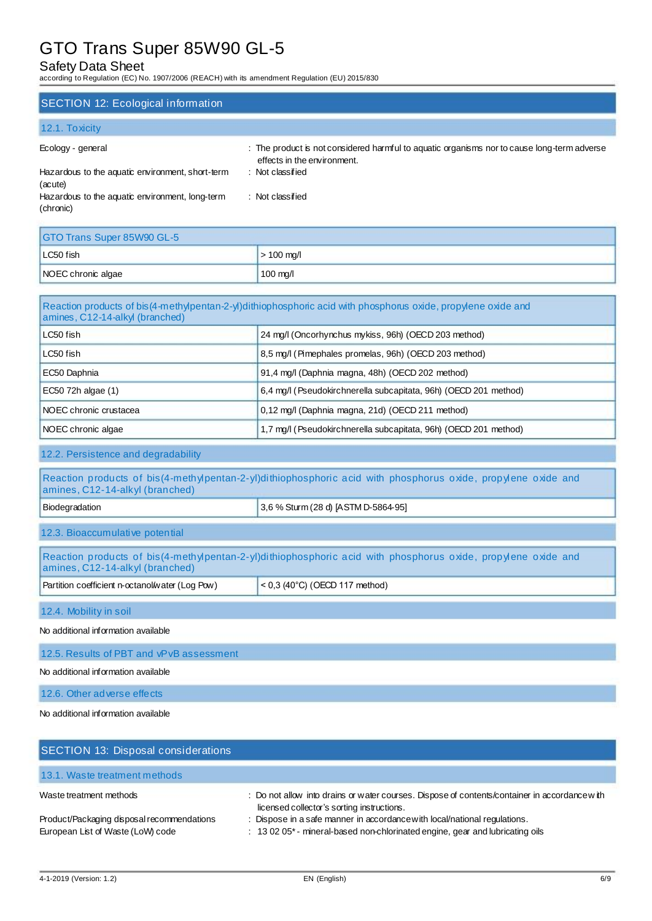## SECTION 12: Ecological information

### 12.1. Toxicity

| | |
|---|---|
| Ecology - general | : The product is not considered harmful to aquatic organisms nor to cause long-term adverse effects in the environment. |
| Hazardous to the aquatic environment, short-term (acute) | : Not classified |
| Hazardous to the aquatic environment, long-term (chronic) | : Not classified |

| GTO Trans Super 85W90 GL-5 | |
|---|---|
| LC50 fish | > 100 mg/l |
| NOEC chronic algae | 100 mg/l |

| Reaction products of bis(4-methylpentan-2-yl)dithiophosphoric acid with phosphorus oxide, propylene oxide and amines, C12-14-alkyl (branched) | |
|---|---|
| LC50 fish | 24 mg/l (Oncorhynchus mykiss, 96h) (OECD 203 method) |
| LC50 fish | 8,5 mg/l (Pimephales promelas, 96h) (OECD 203 method) |
| EC50 Daphnia | 91,4 mg/l (Daphnia magna, 48h) (OECD 202 method) |
| EC50 72h algae (1) | 6,4 mg/l (Pseudokirchnerella subcapitata, 96h) (OECD 201 method) |
| NOEC chronic crustacea | 0,12 mg/l (Daphnia magna, 21d) (OECD 211 method) |
| NOEC chronic algae | 1,7 mg/l (Pseudokirchnerella subcapitata, 96h) (OECD 201 method) |

### 12.2. Persistence and degradability

| Reaction products of bis(4-methylpentan-2-yl)dithiophosphoric acid with phosphorus oxide, propylene oxide and amines, C12-14-alkyl (branched) | |
|---|---|
| Biodegradation | 3,6 % Sturm (28 d) [ASTM D-5864-95] |

### 12.3. Bioaccumulative potential

| Reaction products of bis(4-methylpentan-2-yl)dithiophosphoric acid with phosphorus oxide, propylene oxide and amines, C12-14-alkyl (branched) | |
|---|---|
| Partition coefficient n-octanol/water (Log Pow) | < 0,3 (40°C) (OECD 117 method) |

### 12.4. Mobility in soil

No additional information available

### 12.5. Results of PBT and vPvB assessment

No additional information available

### 12.6. Other adverse effects

No additional information available

## SECTION 13: Disposal considerations

### 13.1. Waste treatment methods

| | |
|---|---|
| Waste treatment methods | : Do not allow into drains or water courses. Dispose of contents/container in accordance with licensed collector's sorting instructions. |
| Product/Packaging disposal recommendations | : Dispose in a safe manner in accordance with local/national regulations. |
| European List of Waste (LoW) code | : 13 02 05* - mineral-based non-chlorinated engine, gear and lubricating oils |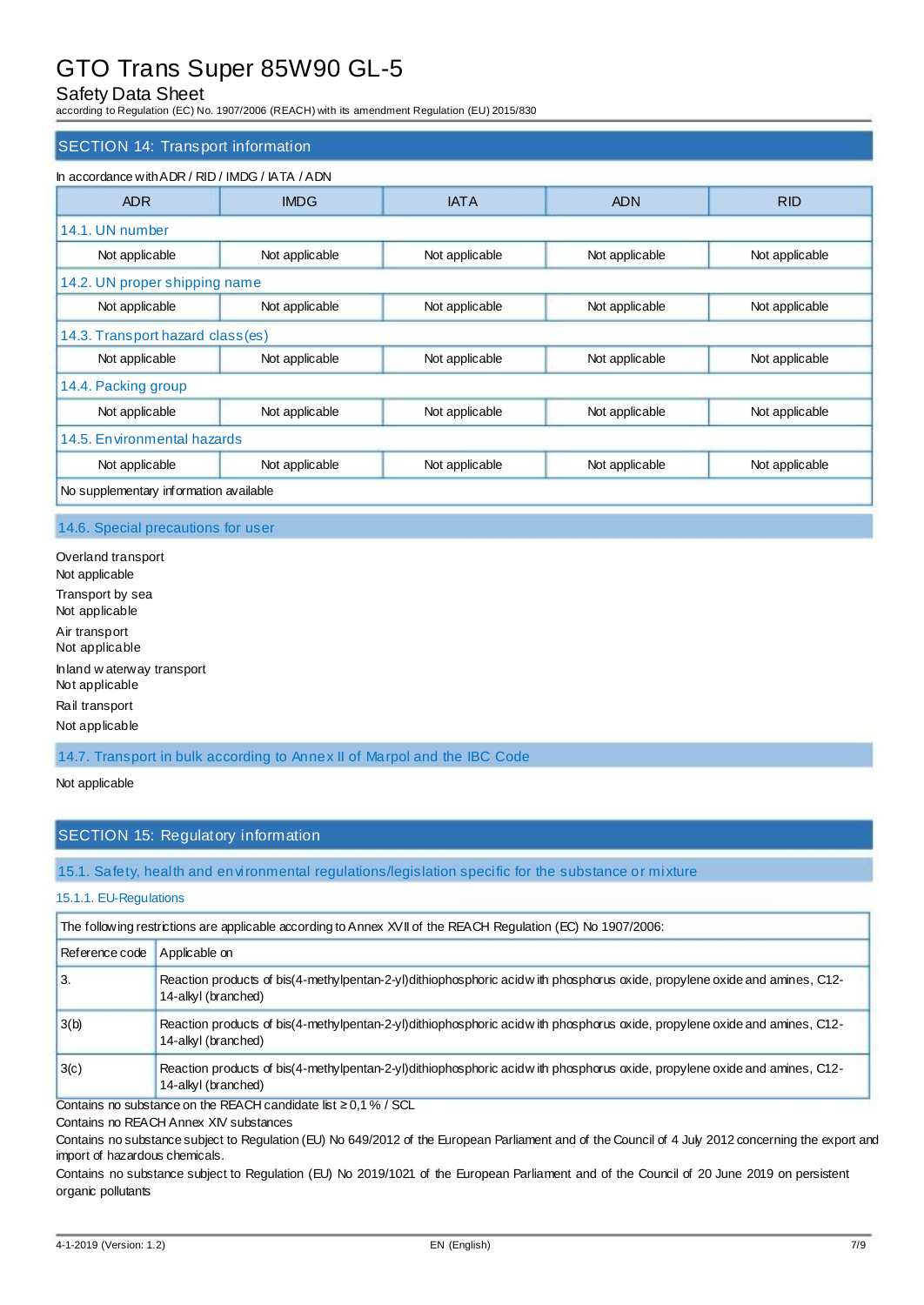## SECTION 14: Transport information

In accordance with ADR / RID / IMDG / IATA / ADN

| ADR | IMDG | IATA | ADN | RID |
|---|---|---|---|---|
| **14.1. UN number** | | | | |
| Not applicable | Not applicable | Not applicable | Not applicable | Not applicable |
| **14.2. UN proper shipping name** | | | | |
| Not applicable | Not applicable | Not applicable | Not applicable | Not applicable |
| **14.3. Transport hazard class(es)** | | | | |
| Not applicable | Not applicable | Not applicable | Not applicable | Not applicable |
| **14.4. Packing group** | | | | |
| Not applicable | Not applicable | Not applicable | Not applicable | Not applicable |
| **14.5. Environmental hazards** | | | | |
| Not applicable | Not applicable | Not applicable | Not applicable | Not applicable |
| No supplementary information available | | | | |

### 14.6. Special precautions for user

Overland transport
Not applicable

Transport by sea
Not applicable

Air transport
Not applicable

Inland waterway transport
Not applicable

Rail transport
Not applicable

### 14.7. Transport in bulk according to Annex II of Marpol and the IBC Code

Not applicable

## SECTION 15: Regulatory information

### 15.1. Safety, health and environmental regulations/legislation specific for the substance or mixture

#### 15.1.1. EU-Regulations

The following restrictions are applicable according to Annex XVII of the REACH Regulation (EC) No 1907/2006:

| Reference code | Applicable on |
|---|---|
| 3. | Reaction products of bis(4-methylpentan-2-yl)dithiophosphoric acid with phosphorus oxide, propylene oxide and amines, C12-14-alkyl (branched) |
| 3(b) | Reaction products of bis(4-methylpentan-2-yl)dithiophosphoric acid with phosphorus oxide, propylene oxide and amines, C12-14-alkyl (branched) |
| 3(c) | Reaction products of bis(4-methylpentan-2-yl)dithiophosphoric acid with phosphorus oxide, propylene oxide and amines, C12-14-alkyl (branched) |

Contains no substance on the REACH candidate list ≥ 0,1 % / SCL

Contains no REACH Annex XIV substances

Contains no substance subject to Regulation (EU) No 649/2012 of the European Parliament and of the Council of 4 July 2012 concerning the export and import of hazardous chemicals.

Contains no substance subject to Regulation (EU) No 2019/1021 of the European Parliament and of the Council of 20 June 2019 on persistent organic pollutants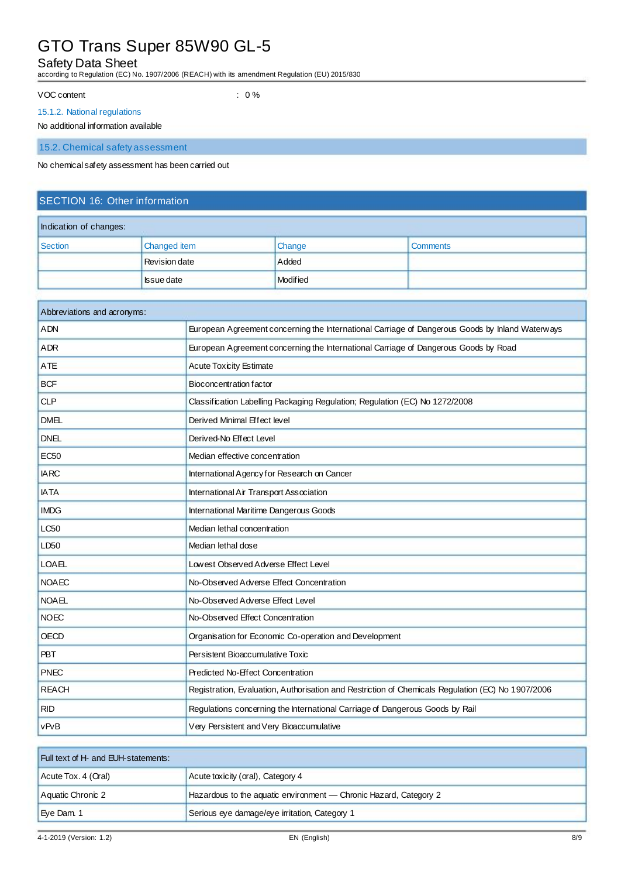VOC content : 0 %

### 15.1.2. National regulations

No additional information available

### 15.2. Chemical safety assessment

No chemical safety assessment has been carried out

## SECTION 16: Other information

| Indication of changes: | | | |
|---|---|---|---|
| Section | Changed item | Change | Comments |
| | Revision date | Added | |
| | Issue date | Modified | |

| Abbreviations and acronyms: | |
|---|---|
| ADN | European Agreement concerning the International Carriage of Dangerous Goods by Inland Waterways |
| ADR | European Agreement concerning the International Carriage of Dangerous Goods by Road |
| ATE | Acute Toxicity Estimate |
| BCF | Bioconcentration factor |
| CLP | Classification Labelling Packaging Regulation; Regulation (EC) No 1272/2008 |
| DMEL | Derived Minimal Effect level |
| DNEL | Derived-No Effect Level |
| EC50 | Median effective concentration |
| IARC | International Agency for Research on Cancer |
| IATA | International Air Transport Association |
| IMDG | International Maritime Dangerous Goods |
| LC50 | Median lethal concentration |
| LD50 | Median lethal dose |
| LOAEL | Lowest Observed Adverse Effect Level |
| NOAEC | No-Observed Adverse Effect Concentration |
| NOAEL | No-Observed Adverse Effect Level |
| NOEC | No-Observed Effect Concentration |
| OECD | Organisation for Economic Co-operation and Development |
| PBT | Persistent Bioaccumulative Toxic |
| PNEC | Predicted No-Effect Concentration |
| REACH | Registration, Evaluation, Authorisation and Restriction of Chemicals Regulation (EC) No 1907/2006 |
| RID | Regulations concerning the International Carriage of Dangerous Goods by Rail |
| vPvB | Very Persistent and Very Bioaccumulative |

| Full text of H- and EUH-statements: | |
|---|---|
| Acute Tox. 4 (Oral) | Acute toxicity (oral), Category 4 |
| Aquatic Chronic 2 | Hazardous to the aquatic environment — Chronic Hazard, Category 2 |
| Eye Dam. 1 | Serious eye damage/eye irritation, Category 1 |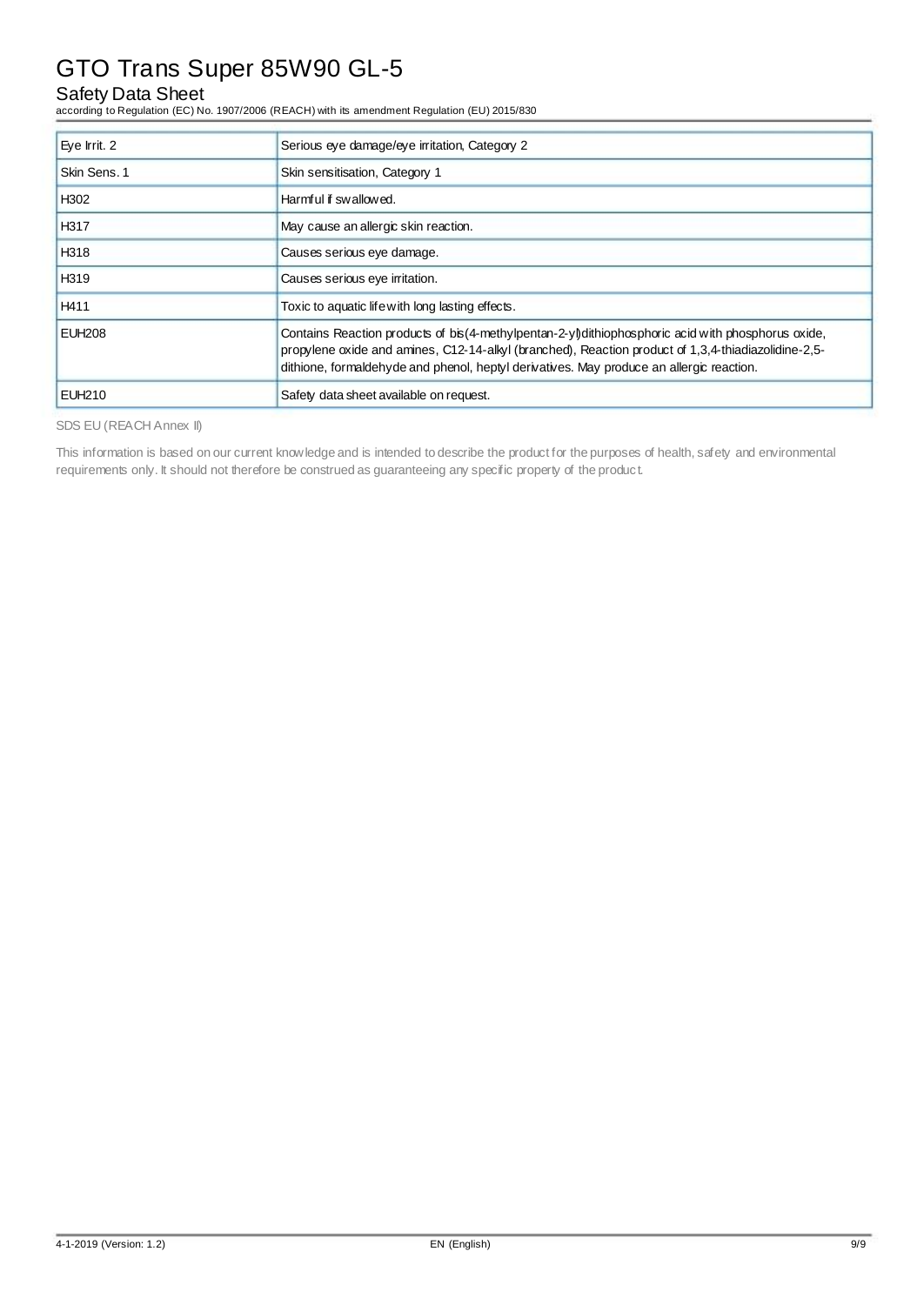| | |
|---|---|
| Eye Irrit. 2 | Serious eye damage/eye irritation, Category 2 |
| Skin Sens. 1 | Skin sensitisation, Category 1 |
| H302 | Harmful if swallowed. |
| H317 | May cause an allergic skin reaction. |
| H318 | Causes serious eye damage. |
| H319 | Causes serious eye irritation. |
| H411 | Toxic to aquatic life with long lasting effects. |
| EUH208 | Contains Reaction products of bis(4-methylpentan-2-yl)dithiophosphoric acid with phosphorus oxide, propylene oxide and amines, C12-14-alkyl (branched), Reaction product of 1,3,4-thiadiazolidine-2,5-dithione, formaldehyde and phenol, heptyl derivatives. May produce an allergic reaction. |
| EUH210 | Safety data sheet available on request. |

SDS EU (REACH Annex II)

This information is based on our current knowledge and is intended to describe the product for the purposes of health, safety and environmental requirements only. It should not therefore be construed as guaranteeing any specific property of the product.